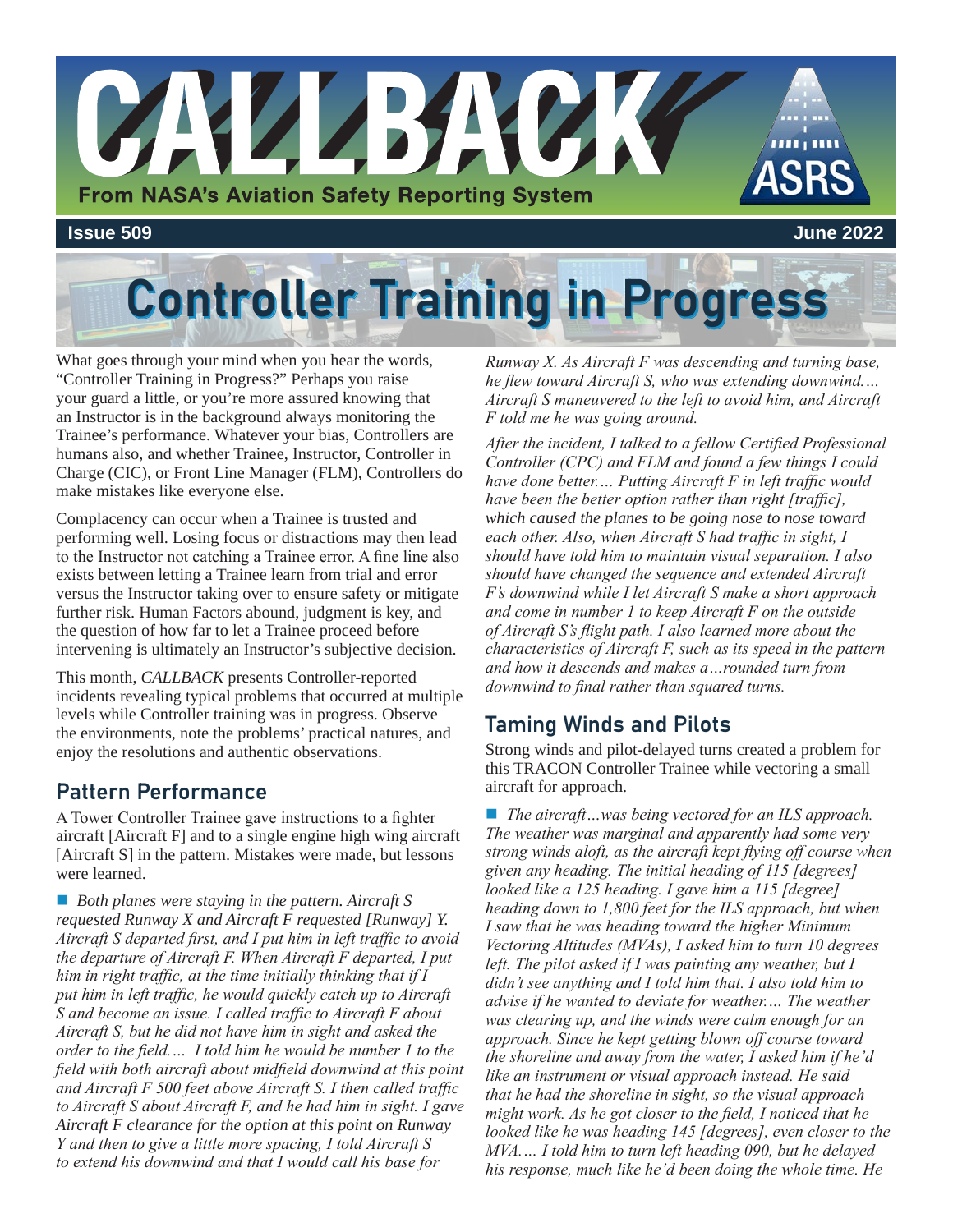# CALLBACK

From NASA's Aviation Safety Reporting System

**Issue 509** **June 2022**

# Controller Training in Progress

What goes through your mind when you hear the words, "Controller Training in Progress?" Perhaps you raise your guard a little, or you're more assured knowing that an Instructor is in the background always monitoring the Trainee's performance. Whatever your bias, Controllers are humans also, and whether Trainee, Instructor, Controller in Charge (CIC), or Front Line Manager (FLM), Controllers do make mistakes like everyone else.

Complacency can occur when a Trainee is trusted and performing well. Losing focus or distractions may then lead to the Instructor not catching a Trainee error. A fine line also exists between letting a Trainee learn from trial and error versus the Instructor taking over to ensure safety or mitigate further risk. Human Factors abound, judgment is key, and the question of how far to let a Trainee proceed before intervening is ultimately an Instructor's subjective decision.

This month, *CALLBACK* presents Controller-reported incidents revealing typical problems that occurred at multiple levels while Controller training was in progress. Observe the environments, note the problems' practical natures, and enjoy the resolutions and authentic observations.

## Pattern Performance

A Tower Controller Trainee gave instructions to a fighter aircraft [Aircraft F] and to a single engine high wing aircraft [Aircraft S] in the pattern. Mistakes were made, but lessons were learned.

■ *Both planes were staying in the pattern. Aircraft S requested Runway X and Aircraft F requested [Runway] Y. Aircraft S departed first, and I put him in left traffic to avoid the departure of Aircraft F. When Aircraft F departed, I put him in right traffic, at the time initially thinking that if I put him in left traffic, he would quickly catch up to Aircraft S and become an issue. I called traffic to Aircraft F about Aircraft S, but he did not have him in sight and asked the order to the field.… I told him he would be number 1 to the field with both aircraft about midfield downwind at this point and Aircraft F 500 feet above Aircraft S. I then called traffic to Aircraft S about Aircraft F, and he had him in sight. I gave Aircraft F clearance for the option at this point on Runway Y and then to give a little more spacing, I told Aircraft S to extend his downwind and that I would call his base for Runway X. As Aircraft F was descending and turning base, he flew toward Aircraft S, who was extending downwind.… Aircraft S maneuvered to the left to avoid him, and Aircraft F told me he was going around.*

*After the incident, I talked to a fellow Certified Professional Controller (CPC) and FLM and found a few things I could have done better.… Putting Aircraft F in left traffic would have been the better option rather than right [traffic], which caused the planes to be going nose to nose toward each other. Also, when Aircraft S had traffic in sight, I should have told him to maintain visual separation. I also should have changed the sequence and extended Aircraft F's downwind while I let Aircraft S make a short approach and come in number 1 to keep Aircraft F on the outside of Aircraft S's flight path. I also learned more about the characteristics of Aircraft F, such as its speed in the pattern and how it descends and makes a…rounded turn from downwind to final rather than squared turns.*

## Taming Winds and Pilots

Strong winds and pilot-delayed turns created a problem for this TRACON Controller Trainee while vectoring a small aircraft for approach.

■ *The aircraft…was being vectored for an ILS approach. The weather was marginal and apparently had some very strong winds aloft, as the aircraft kept flying off course when given any heading. The initial heading of 115 [degrees] looked like a 125 heading. I gave him a 115 [degree] heading down to 1,800 feet for the ILS approach, but when I saw that he was heading toward the higher Minimum Vectoring Altitudes (MVAs), I asked him to turn 10 degrees left. The pilot asked if I was painting any weather, but I didn't see anything and I told him that. I also told him to advise if he wanted to deviate for weather.… The weather was clearing up, and the winds were calm enough for an approach. Since he kept getting blown off course toward the shoreline and away from the water, I asked him if he'd like an instrument or visual approach instead. He said that he had the shoreline in sight, so the visual approach might work. As he got closer to the field, I noticed that he looked like he was heading 145 [degrees], even closer to the MVA.… I told him to turn left heading 090, but he delayed his response, much like he'd been doing the whole time. He*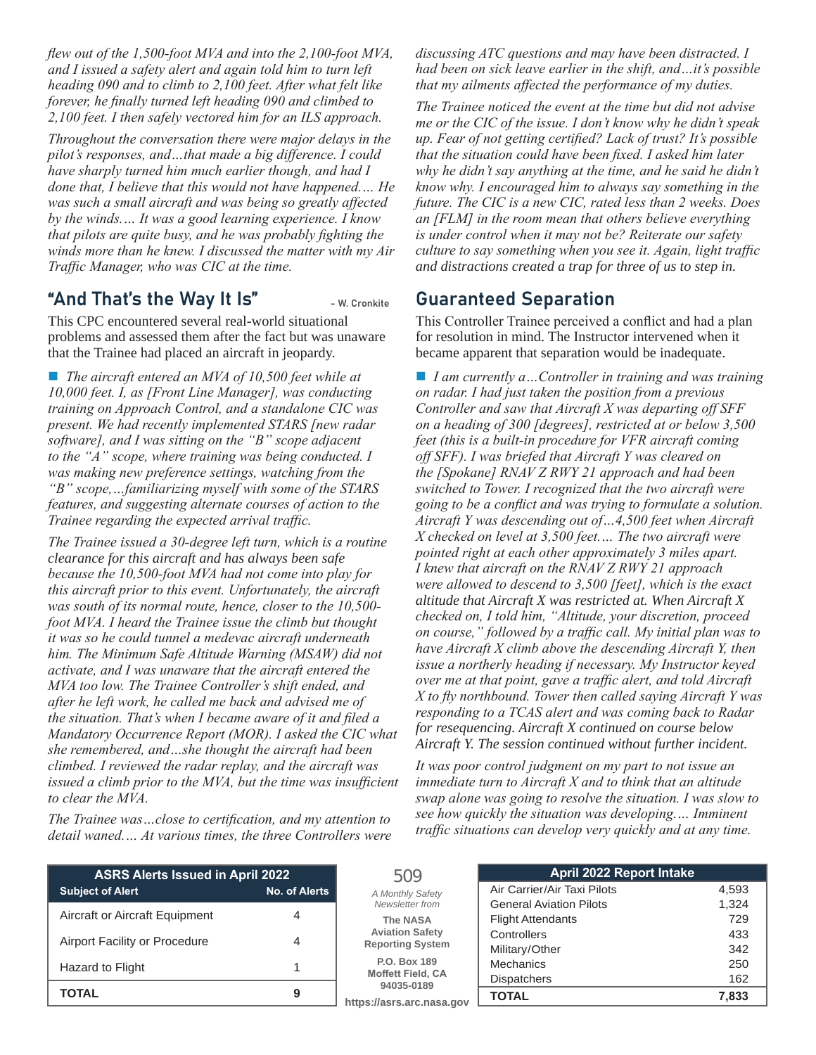*flew out of the 1,500-foot MVA and into the 2,100-foot MVA, and I issued a safety alert and again told him to turn left heading 090 and to climb to 2,100 feet. After what felt like forever, he finally turned left heading 090 and climbed to 2,100 feet. I then safely vectored him for an ILS approach.*

*Throughout the conversation there were major delays in the pilot's responses, and…that made a big difference. I could have sharply turned him much earlier though, and had I done that, I believe that this would not have happened.… He was such a small aircraft and was being so greatly affected by the winds.… It was a good learning experience. I know that pilots are quite busy, and he was probably fighting the winds more than he knew. I discussed the matter with my Air Traffic Manager, who was CIC at the time.*

## "And That's the Way It Is" – W. Cronkite

This CPC encountered several real-world situational problems and assessed them after the fact but was unaware that the Trainee had placed an aircraft in jeopardy.

■ *The aircraft entered an MVA of 10,500 feet while at 10,000 feet. I, as [Front Line Manager], was conducting training on Approach Control, and a standalone CIC was present. We had recently implemented STARS [new radar software], and I was sitting on the "B" scope adjacent to the "A" scope, where training was being conducted. I was making new preference settings, watching from the "B" scope,…familiarizing myself with some of the STARS features, and suggesting alternate courses of action to the Trainee regarding the expected arrival traffic.*

*The Trainee issued a 30-degree left turn, which is a routine clearance for this aircraft and has always been safe because the 10,500-foot MVA had not come into play for this aircraft prior to this event. Unfortunately, the aircraft was south of its normal route, hence, closer to the 10,500-foot MVA. I heard the Trainee issue the climb but thought it was so he could tunnel a medevac aircraft underneath him. The Minimum Safe Altitude Warning (MSAW) did not activate, and I was unaware that the aircraft entered the MVA too low. The Trainee Controller's shift ended, and after he left work, he called me back and advised me of the situation. That's when I became aware of it and filed a Mandatory Occurrence Report (MOR). I asked the CIC what she remembered, and…she thought the aircraft had been climbed. I reviewed the radar replay, and the aircraft was issued a climb prior to the MVA, but the time was insufficient to clear the MVA.*

*The Trainee was…close to certification, and my attention to detail waned.… At various times, the three Controllers were discussing ATC questions and may have been distracted. I had been on sick leave earlier in the shift, and…it's possible that my ailments affected the performance of my duties.*

*The Trainee noticed the event at the time but did not advise me or the CIC of the issue. I don't know why he didn't speak up. Fear of not getting certified? Lack of trust? It's possible that the situation could have been fixed. I asked him later why he didn't say anything at the time, and he said he didn't know why. I encouraged him to always say something in the future. The CIC is a new CIC, rated less than 2 weeks. Does an [FLM] in the room mean that others believe everything is under control when it may not be? Reiterate our safety culture to say something when you see it. Again, light traffic and distractions created a trap for three of us to step in.*

## Guaranteed Separation

This Controller Trainee perceived a conflict and had a plan for resolution in mind. The Instructor intervened when it became apparent that separation would be inadequate.

■ *I am currently a…Controller in training and was training on radar. I had just taken the position from a previous Controller and saw that Aircraft X was departing off SFF on a heading of 300 [degrees], restricted at or below 3,500 feet (this is a built-in procedure for VFR aircraft coming off SFF). I was briefed that Aircraft Y was cleared on the [Spokane] RNAV Z RWY 21 approach and had been switched to Tower. I recognized that the two aircraft were going to be a conflict and was trying to formulate a solution. Aircraft Y was descending out of…4,500 feet when Aircraft X checked on level at 3,500 feet.… The two aircraft were pointed right at each other approximately 3 miles apart. I knew that aircraft on the RNAV Z RWY 21 approach were allowed to descend to 3,500 [feet], which is the exact altitude that Aircraft X was restricted at. When Aircraft X checked on, I told him, "Altitude, your discretion, proceed on course," followed by a traffic call. My initial plan was to have Aircraft X climb above the descending Aircraft Y, then issue a northerly heading if necessary. My Instructor keyed over me at that point, gave a traffic alert, and told Aircraft X to fly northbound. Tower then called saying Aircraft Y was responding to a TCAS alert and was coming back to Radar for resequencing. Aircraft X continued on course below Aircraft Y. The session continued without further incident.*

*It was poor control judgment on my part to not issue an immediate turn to Aircraft X and to think that an altitude swap alone was going to resolve the situation. I was slow to see how quickly the situation was developing.… Imminent traffic situations can develop very quickly and at any time.*

| ASRS Alerts Issued in April 2022 | |
|---|---|
| **Subject of Alert** | **No. of Alerts** |
| Aircraft or Aircraft Equipment | 4 |
| Airport Facility or Procedure | 4 |
| Hazard to Flight | 1 |
| **TOTAL** | **9** |

509

*A Monthly Safety Newsletter from*

**The NASA Aviation Safety Reporting System**

**P.O. Box 189**
**Moffett Field, CA 94035-0189**

**https://asrs.arc.nasa.gov**

| April 2022 Report Intake | |
|---|---|
| Air Carrier/Air Taxi Pilots | 4,593 |
| General Aviation Pilots | 1,324 |
| Flight Attendants | 729 |
| Controllers | 433 |
| Military/Other | 342 |
| Mechanics | 250 |
| Dispatchers | 162 |
| **TOTAL** | **7,833** |